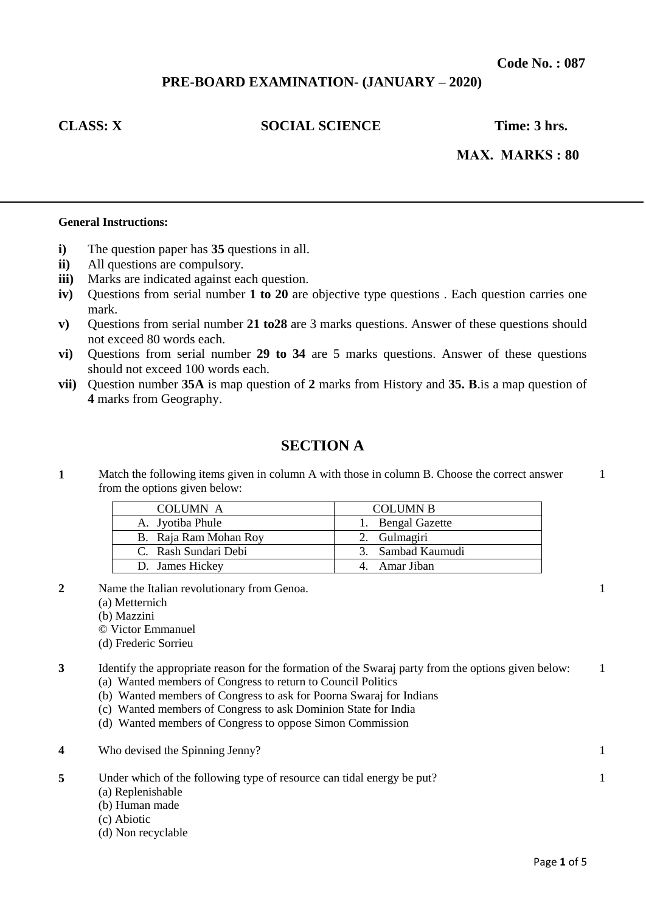**Code No. : 087**

## PRE-BOARD EXAMINATION- (JANUARY – 2020)

**CLASS: X** **SOCIAL SCIENCE** **Time: 3 hrs.**

**MAX. MARKS : 80**

---

**General Instructions:**

- **i)** The question paper has **35** questions in all.
- **ii)** All questions are compulsory.
- **iii)** Marks are indicated against each question.
- **iv)** Questions from serial number **1 to 20** are objective type questions . Each question carries one mark.
- **v)** Questions from serial number **21 to28** are 3 marks questions. Answer of these questions should not exceed 80 words each.
- **vi)** Questions from serial number **29 to 34** are 5 marks questions. Answer of these questions should not exceed 100 words each.
- **vii)** Question number **35A** is map question of **2** marks from History and **35. B**.is a map question of **4** marks from Geography.

## SECTION A

**1** Match the following items given in column A with those in column B. Choose the correct answer from the options given below: **1**

| COLUMN A | COLUMN B |
|---|---|
| A. Jyotiba Phule | 1. Bengal Gazette |
| B. Raja Ram Mohan Roy | 2. Gulmagiri |
| C. Rash Sundari Debi | 3. Sambad Kaumudi |
| D. James Hickey | 4. Amar Jiban |

**2** Name the Italian revolutionary from Genoa. **1**

(a) Metternich
(b) Mazzini
© Victor Emmanuel
(d) Frederic Sorrieu

**3** Identify the appropriate reason for the formation of the Swaraj party from the options given below: **1**

(a) Wanted members of Congress to return to Council Politics
(b) Wanted members of Congress to ask for Poorna Swaraj for Indians
(c) Wanted members of Congress to ask Dominion State for India
(d) Wanted members of Congress to oppose Simon Commission

**4** Who devised the Spinning Jenny? **1**

**5** Under which of the following type of resource can tidal energy be put? **1**

(a) Replenishable
(b) Human made
(c) Abiotic
(d) Non recyclable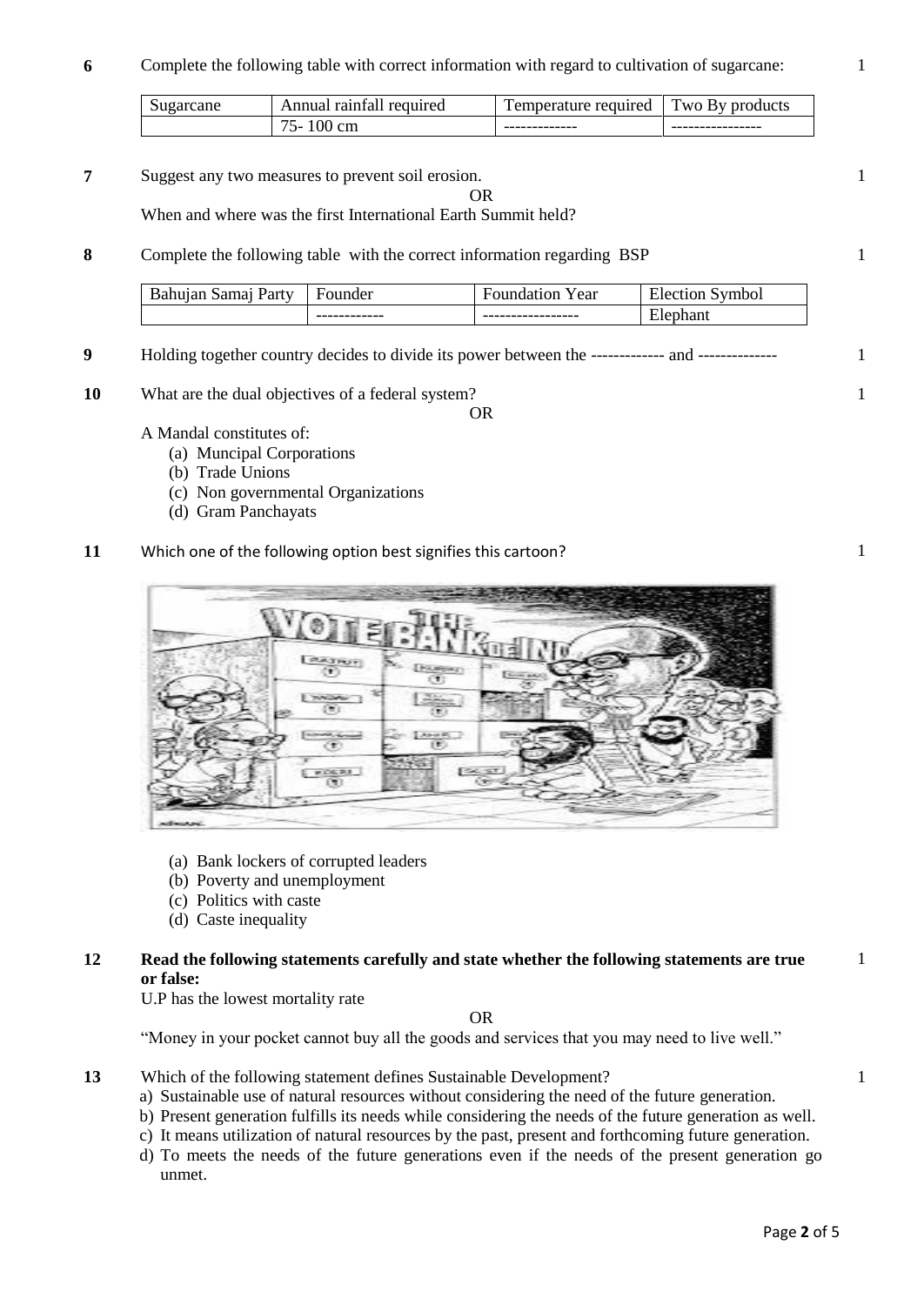**6** Complete the following table with correct information with regard to cultivation of sugarcane: 1

| Sugarcane | Annual rainfall required | Temperature required | Two By products |
|---|---|---|---|
| | 75- 100 cm | ------------- | ---------------- |

**7** Suggest any two measures to prevent soil erosion. 1

OR

When and where was the first International Earth Summit held?

**8** Complete the following table with the correct information regarding BSP 1

| Bahujan Samaj Party | Founder | Foundation Year | Election Symbol |
|---|---|---|---|
| | ------------ | ----------------- | Elephant |

**9** Holding together country decides to divide its power between the ------------- and ------------- 1

**10** What are the dual objectives of a federal system? 1

OR

A Mandal constitutes of:

(a) Muncipal Corporations
(b) Trade Unions
(c) Non governmental Organizations
(d) Gram Panchayats

**11** Which one of the following option best signifies this cartoon? 1

(a) Bank lockers of corrupted leaders
(b) Poverty and unemployment
(c) Politics with caste
(d) Caste inequality

**12** **Read the following statements carefully and state whether the following statements are true or false:** 1

U.P has the lowest mortality rate

OR

"Money in your pocket cannot buy all the goods and services that you may need to live well."

**13** Which of the following statement defines Sustainable Development? 1

a) Sustainable use of natural resources without considering the need of the future generation.
b) Present generation fulfills its needs while considering the needs of the future generation as well.
c) It means utilization of natural resources by the past, present and forthcoming future generation.
d) To meets the needs of the future generations even if the needs of the present generation go unmet.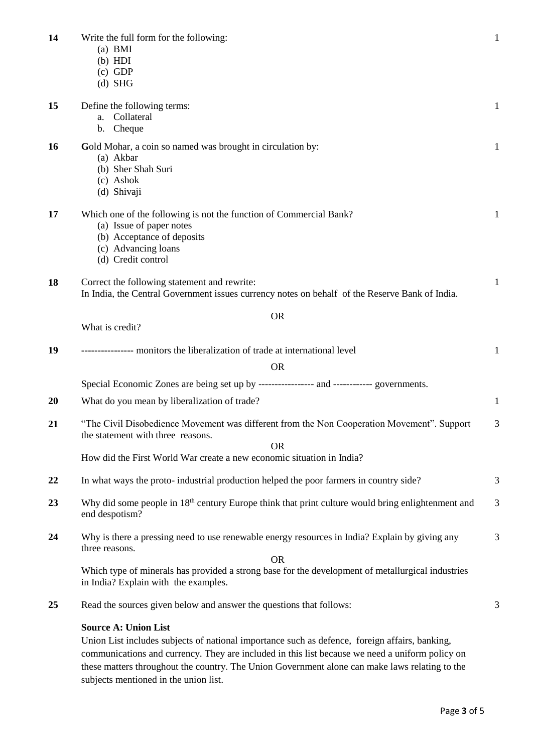**14** Write the full form for the following: **1**

(a) BMI
(b) HDI
(c) GDP
(d) SHG

**15** Define the following terms: **1**

a. Collateral
b. Cheque

**16** **G**old Mohar, a coin so named was brought in circulation by: **1**

(a) Akbar
(b) Sher Shah Suri
(c) Ashok
(d) Shivaji

**17** Which one of the following is not the function of Commercial Bank? **1**

(a) Issue of paper notes
(b) Acceptance of deposits
(c) Advancing loans
(d) Credit control

**18** Correct the following statement and rewrite: **1**

In India, the Central Government issues currency notes on behalf of the Reserve Bank of India.

OR

What is credit?

**19** ---------------- monitors the liberalization of trade at international level **1**

OR

Special Economic Zones are being set up by ----------------- and ------------ governments.

**20** What do you mean by liberalization of trade? **1**

**21** "The Civil Disobedience Movement was different from the Non Cooperation Movement". Support the statement with three reasons. **3**

OR

How did the First World War create a new economic situation in India?

**22** In what ways the proto- industrial production helped the poor farmers in country side? **3**

**23** Why did some people in 18th century Europe think that print culture would bring enlightenment and end despotism? **3**

**24** Why is there a pressing need to use renewable energy resources in India? Explain by giving any three reasons. **3**

OR

Which type of minerals has provided a strong base for the development of metallurgical industries in India? Explain with the examples.

**25** Read the sources given below and answer the questions that follows: **3**

**Source A: Union List**

Union List includes subjects of national importance such as defence, foreign affairs, banking, communications and currency. They are included in this list because we need a uniform policy on these matters throughout the country. The Union Government alone can make laws relating to the subjects mentioned in the union list.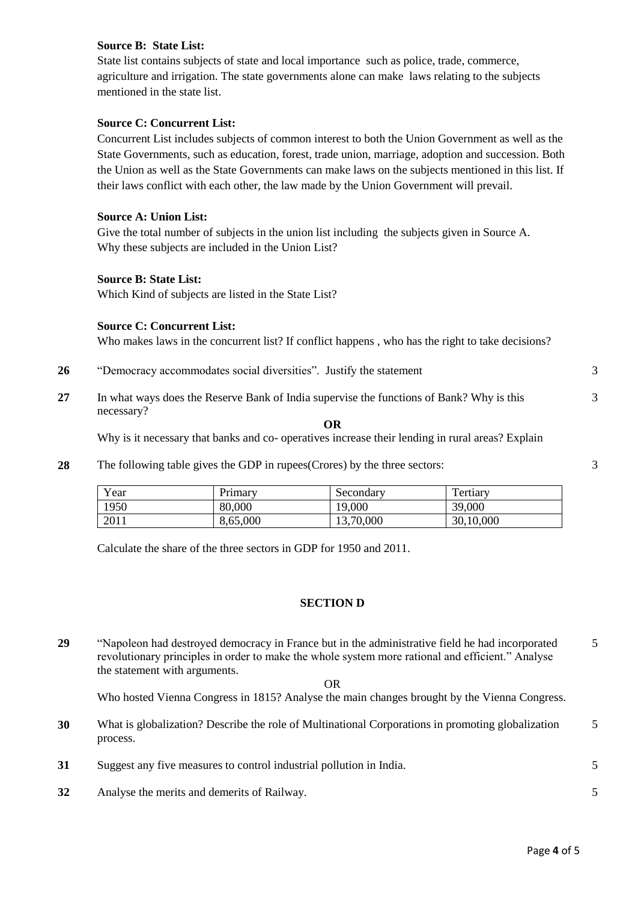**Source B: State List:**

State list contains subjects of state and local importance such as police, trade, commerce, agriculture and irrigation. The state governments alone can make laws relating to the subjects mentioned in the state list.

**Source C: Concurrent List:**

Concurrent List includes subjects of common interest to both the Union Government as well as the State Governments, such as education, forest, trade union, marriage, adoption and succession. Both the Union as well as the State Governments can make laws on the subjects mentioned in this list. If their laws conflict with each other, the law made by the Union Government will prevail.

**Source A: Union List:**

Give the total number of subjects in the union list including the subjects given in Source A. Why these subjects are included in the Union List?

**Source B: State List:**

Which Kind of subjects are listed in the State List?

**Source C: Concurrent List:**

Who makes laws in the concurrent list? If conflict happens , who has the right to take decisions?

**26** "Democracy accommodates social diversities". Justify the statement **3**

**27** In what ways does the Reserve Bank of India supervise the functions of Bank? Why is this necessary? **3**

**OR**

Why is it necessary that banks and co- operatives increase their lending in rural areas? Explain

**28** The following table gives the GDP in rupees(Crores) by the three sectors: **3**

| Year | Primary | Secondary | Tertiary |
|---|---|---|---|
| 1950 | 80,000 | 19,000 | 39,000 |
| 2011 | 8,65,000 | 13,70,000 | 30,10,000 |

Calculate the share of the three sectors in GDP for 1950 and 2011.

## SECTION D

**29** "Napoleon had destroyed democracy in France but in the administrative field he had incorporated revolutionary principles in order to make the whole system more rational and efficient." Analyse the statement with arguments. **5**

OR

Who hosted Vienna Congress in 1815? Analyse the main changes brought by the Vienna Congress.

**30** What is globalization? Describe the role of Multinational Corporations in promoting globalization process. **5**

**31** Suggest any five measures to control industrial pollution in India. **5**

**32** Analyse the merits and demerits of Railway. **5**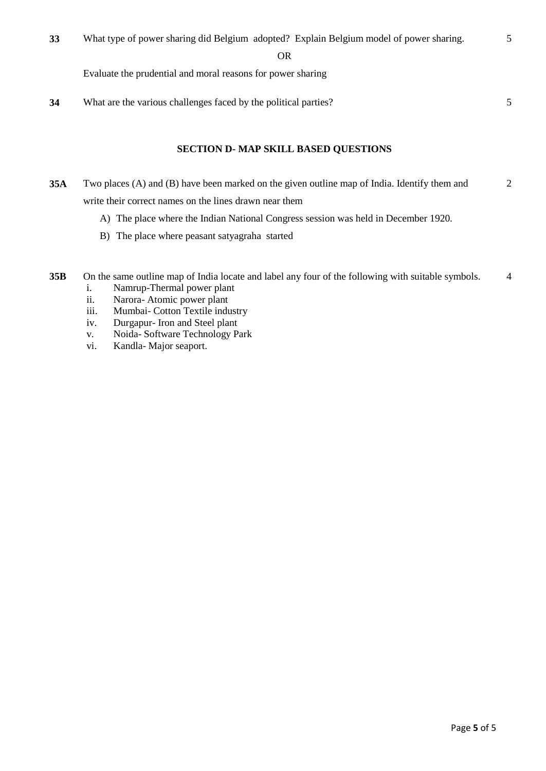**33** What type of power sharing did Belgium adopted? Explain Belgium model of power sharing. 5

OR

Evaluate the prudential and moral reasons for power sharing

**34** What are the various challenges faced by the political parties? 5

## SECTION D- MAP SKILL BASED QUESTIONS

**35A** Two places (A) and (B) have been marked on the given outline map of India. Identify them and write their correct names on the lines drawn near them 2

A) The place where the Indian National Congress session was held in December 1920.

B) The place where peasant satyagraha started

**35B** On the same outline map of India locate and label any four of the following with suitable symbols. 4

i. Namrup-Thermal power plant
ii. Narora- Atomic power plant
iii. Mumbai- Cotton Textile industry
iv. Durgapur- Iron and Steel plant
v. Noida- Software Technology Park
vi. Kandla- Major seaport.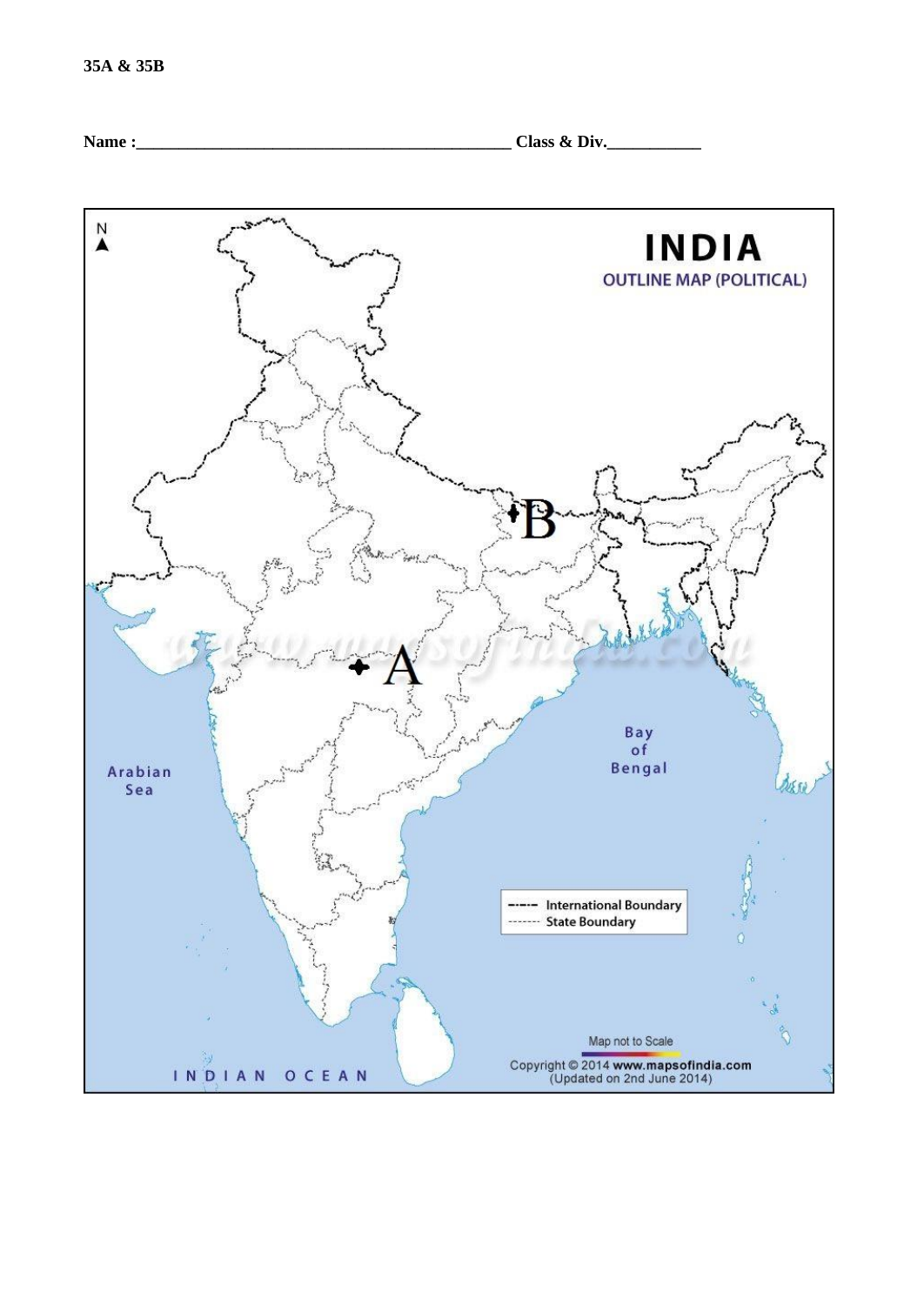**35A & 35B**

**Name :_____________________________________________ Class & Div.___________**

N

INDIA

OUTLINE MAP (POLITICAL)

A

B

Arabian Sea

Bay of Bengal

INDIAN OCEAN

International Boundary

State Boundary

Map not to Scale

Copyright © 2014 www.mapsofindia.com

(Updated on 2nd June 2014)